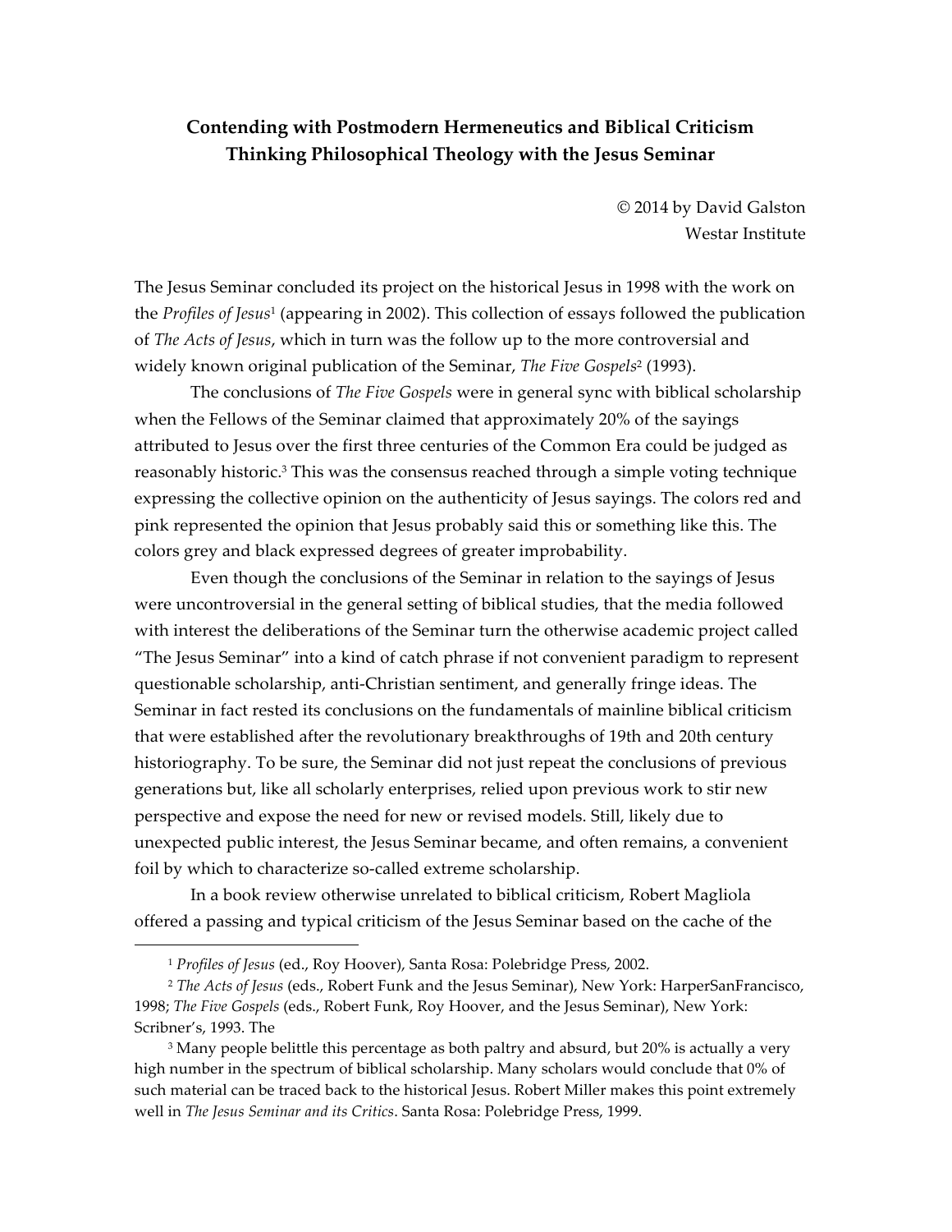# Contending with Postmodern Hermeneutics and Biblical Criticism
## Thinking Philosophical Theology with the Jesus Seminar

© 2014 by David Galston  
Westar Institute

The Jesus Seminar concluded its project on the historical Jesus in 1998 with the work on the *Profiles of Jesus*[1] (appearing in 2002). This collection of essays followed the publication of *The Acts of Jesus*, which in turn was the follow up to the more controversial and widely known original publication of the Seminar, *The Five Gospels*[2] (1993).

The conclusions of *The Five Gospels* were in general sync with biblical scholarship when the Fellows of the Seminar claimed that approximately 20% of the sayings attributed to Jesus over the first three centuries of the Common Era could be judged as reasonably historic.[3] This was the consensus reached through a simple voting technique expressing the collective opinion on the authenticity of Jesus sayings. The colors red and pink represented the opinion that Jesus probably said this or something like this. The colors grey and black expressed degrees of greater improbability.

Even though the conclusions of the Seminar in relation to the sayings of Jesus were uncontroversial in the general setting of biblical studies, that the media followed with interest the deliberations of the Seminar turn the otherwise academic project called "The Jesus Seminar" into a kind of catch phrase if not convenient paradigm to represent questionable scholarship, anti-Christian sentiment, and generally fringe ideas. The Seminar in fact rested its conclusions on the fundamentals of mainline biblical criticism that were established after the revolutionary breakthroughs of 19th and 20th century historiography. To be sure, the Seminar did not just repeat the conclusions of previous generations but, like all scholarly enterprises, relied upon previous work to stir new perspective and expose the need for new or revised models. Still, likely due to unexpected public interest, the Jesus Seminar became, and often remains, a convenient foil by which to characterize so-called extreme scholarship.

In a book review otherwise unrelated to biblical criticism, Robert Magliola offered a passing and typical criticism of the Jesus Seminar based on the cache of the

---

[1] *Profiles of Jesus* (ed., Roy Hoover), Santa Rosa: Polebridge Press, 2002.

[2] *The Acts of Jesus* (eds., Robert Funk and the Jesus Seminar), New York: HarperSanFrancisco, 1998; *The Five Gospels* (eds., Robert Funk, Roy Hoover, and the Jesus Seminar), New York: Scribner's, 1993. The

[3] Many people belittle this percentage as both paltry and absurd, but 20% is actually a very high number in the spectrum of biblical scholarship. Many scholars would conclude that 0% of such material can be traced back to the historical Jesus. Robert Miller makes this point extremely well in *The Jesus Seminar and its Critics*. Santa Rosa: Polebridge Press, 1999.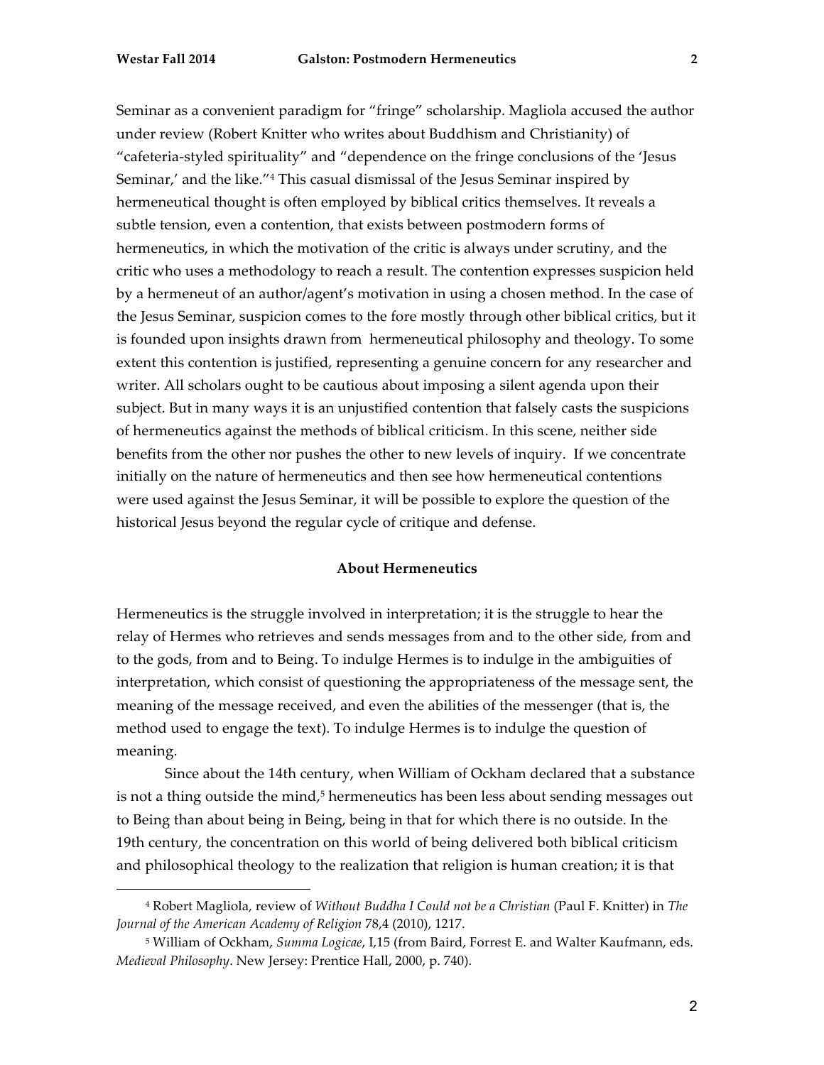Seminar as a convenient paradigm for "fringe" scholarship. Magliola accused the author under review (Robert Knitter who writes about Buddhism and Christianity) of "cafeteria-styled spirituality" and "dependence on the fringe conclusions of the 'Jesus Seminar,' and the like."[4] This casual dismissal of the Jesus Seminar inspired by hermeneutical thought is often employed by biblical critics themselves. It reveals a subtle tension, even a contention, that exists between postmodern forms of hermeneutics, in which the motivation of the critic is always under scrutiny, and the critic who uses a methodology to reach a result. The contention expresses suspicion held by a hermeneut of an author/agent's motivation in using a chosen method. In the case of the Jesus Seminar, suspicion comes to the fore mostly through other biblical critics, but it is founded upon insights drawn from hermeneutical philosophy and theology. To some extent this contention is justified, representing a genuine concern for any researcher and writer. All scholars ought to be cautious about imposing a silent agenda upon their subject. But in many ways it is an unjustified contention that falsely casts the suspicions of hermeneutics against the methods of biblical criticism. In this scene, neither side benefits from the other nor pushes the other to new levels of inquiry. If we concentrate initially on the nature of hermeneutics and then see how hermeneutical contentions were used against the Jesus Seminar, it will be possible to explore the question of the historical Jesus beyond the regular cycle of critique and defense.

## About Hermeneutics

Hermeneutics is the struggle involved in interpretation; it is the struggle to hear the relay of Hermes who retrieves and sends messages from and to the other side, from and to the gods, from and to Being. To indulge Hermes is to indulge in the ambiguities of interpretation, which consist of questioning the appropriateness of the message sent, the meaning of the message received, and even the abilities of the messenger (that is, the method used to engage the text). To indulge Hermes is to indulge the question of meaning.

Since about the 14th century, when William of Ockham declared that a substance is not a thing outside the mind,[5] hermeneutics has been less about sending messages out to Being than about being in Being, being in that for which there is no outside. In the 19th century, the concentration on this world of being delivered both biblical criticism and philosophical theology to the realization that religion is human creation; it is that

---

[4] Robert Magliola, review of *Without Buddha I Could not be a Christian* (Paul F. Knitter) in *The Journal of the American Academy of Religion* 78,4 (2010), 1217.

[5] William of Ockham, *Summa Logicae*, I,15 (from Baird, Forrest E. and Walter Kaufmann, eds. *Medieval Philosophy*. New Jersey: Prentice Hall, 2000, p. 740).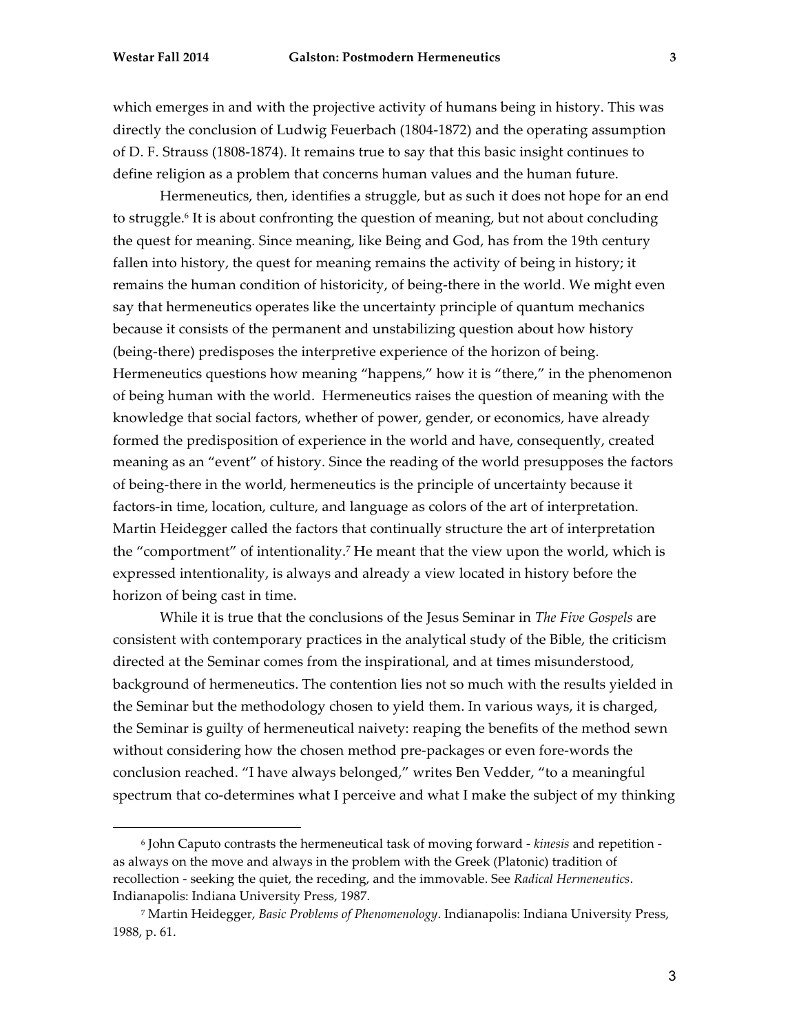which emerges in and with the projective activity of humans being in history. This was directly the conclusion of Ludwig Feuerbach (1804-1872) and the operating assumption of D. F. Strauss (1808-1874). It remains true to say that this basic insight continues to define religion as a problem that concerns human values and the human future.

Hermeneutics, then, identifies a struggle, but as such it does not hope for an end to struggle.[6] It is about confronting the question of meaning, but not about concluding the quest for meaning. Since meaning, like Being and God, has from the 19th century fallen into history, the quest for meaning remains the activity of being in history; it remains the human condition of historicity, of being-there in the world. We might even say that hermeneutics operates like the uncertainty principle of quantum mechanics because it consists of the permanent and unstabilizing question about how history (being-there) predisposes the interpretive experience of the horizon of being. Hermeneutics questions how meaning "happens," how it is "there," in the phenomenon of being human with the world. Hermeneutics raises the question of meaning with the knowledge that social factors, whether of power, gender, or economics, have already formed the predisposition of experience in the world and have, consequently, created meaning as an "event" of history. Since the reading of the world presupposes the factors of being-there in the world, hermeneutics is the principle of uncertainty because it factors-in time, location, culture, and language as colors of the art of interpretation. Martin Heidegger called the factors that continually structure the art of interpretation the "comportment" of intentionality.[7] He meant that the view upon the world, which is expressed intentionality, is always and already a view located in history before the horizon of being cast in time.

While it is true that the conclusions of the Jesus Seminar in *The Five Gospels* are consistent with contemporary practices in the analytical study of the Bible, the criticism directed at the Seminar comes from the inspirational, and at times misunderstood, background of hermeneutics. The contention lies not so much with the results yielded in the Seminar but the methodology chosen to yield them. In various ways, it is charged, the Seminar is guilty of hermeneutical naivety: reaping the benefits of the method sewn without considering how the chosen method pre-packages or even fore-words the conclusion reached. "I have always belonged," writes Ben Vedder, "to a meaningful spectrum that co-determines what I perceive and what I make the subject of my thinking

---

[6] John Caputo contrasts the hermeneutical task of moving forward - *kinesis* and repetition - as always on the move and always in the problem with the Greek (Platonic) tradition of recollection - seeking the quiet, the receding, and the immovable. See *Radical Hermeneutics*. Indianapolis: Indiana University Press, 1987.

[7] Martin Heidegger, *Basic Problems of Phenomenology*. Indianapolis: Indiana University Press, 1988, p. 61.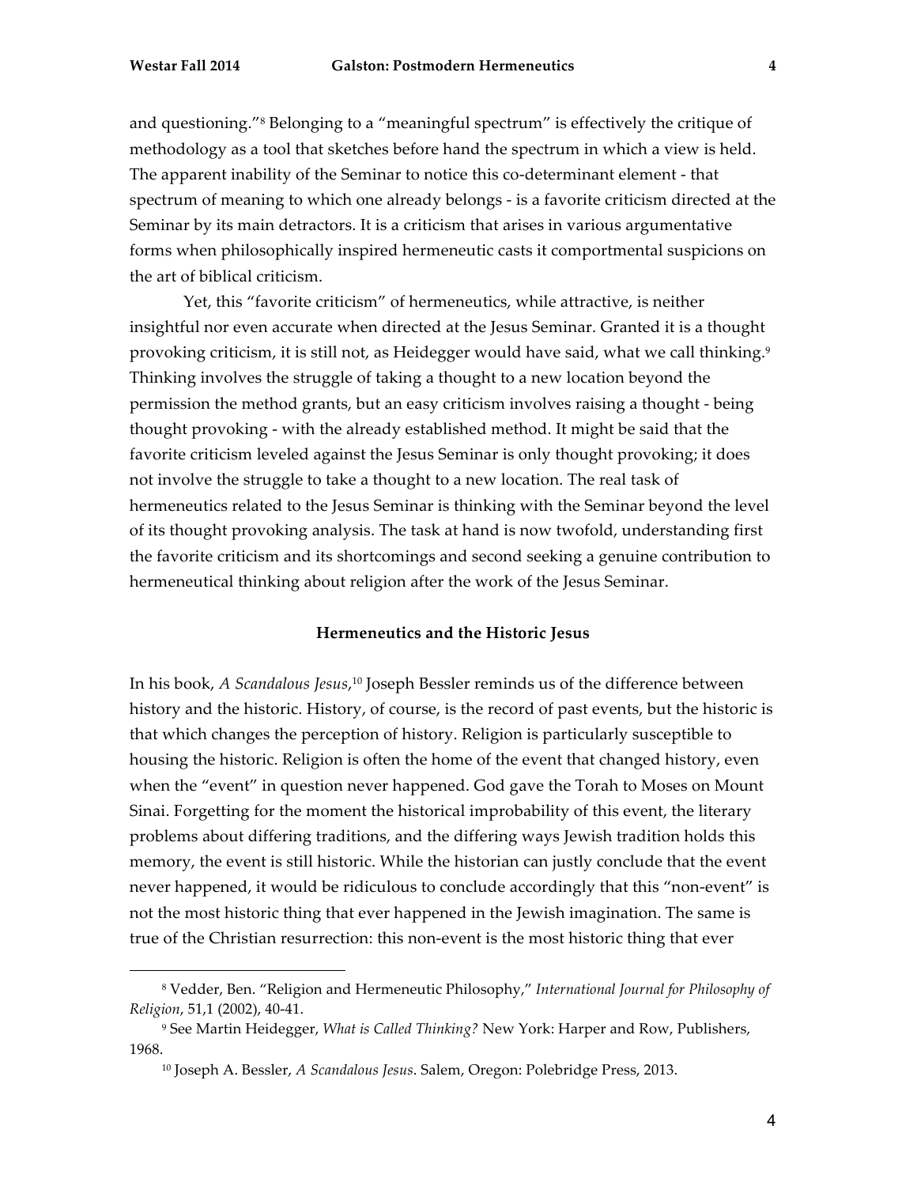and questioning."[8] Belonging to a "meaningful spectrum" is effectively the critique of methodology as a tool that sketches before hand the spectrum in which a view is held. The apparent inability of the Seminar to notice this co-determinant element - that spectrum of meaning to which one already belongs - is a favorite criticism directed at the Seminar by its main detractors. It is a criticism that arises in various argumentative forms when philosophically inspired hermeneutic casts it comportmental suspicions on the art of biblical criticism.

Yet, this "favorite criticism" of hermeneutics, while attractive, is neither insightful nor even accurate when directed at the Jesus Seminar. Granted it is a thought provoking criticism, it is still not, as Heidegger would have said, what we call thinking.[9] Thinking involves the struggle of taking a thought to a new location beyond the permission the method grants, but an easy criticism involves raising a thought - being thought provoking - with the already established method. It might be said that the favorite criticism leveled against the Jesus Seminar is only thought provoking; it does not involve the struggle to take a thought to a new location. The real task of hermeneutics related to the Jesus Seminar is thinking with the Seminar beyond the level of its thought provoking analysis. The task at hand is now twofold, understanding first the favorite criticism and its shortcomings and second seeking a genuine contribution to hermeneutical thinking about religion after the work of the Jesus Seminar.

## Hermeneutics and the Historic Jesus

In his book, *A Scandalous Jesus*,[10] Joseph Bessler reminds us of the difference between history and the historic. History, of course, is the record of past events, but the historic is that which changes the perception of history. Religion is particularly susceptible to housing the historic. Religion is often the home of the event that changed history, even when the "event" in question never happened. God gave the Torah to Moses on Mount Sinai. Forgetting for the moment the historical improbability of this event, the literary problems about differing traditions, and the differing ways Jewish tradition holds this memory, the event is still historic. While the historian can justly conclude that the event never happened, it would be ridiculous to conclude accordingly that this "non-event" is not the most historic thing that ever happened in the Jewish imagination. The same is true of the Christian resurrection: this non-event is the most historic thing that ever

---

[8] Vedder, Ben. "Religion and Hermeneutic Philosophy," *International Journal for Philosophy of Religion*, 51,1 (2002), 40-41.

[9] See Martin Heidegger, *What is Called Thinking?* New York: Harper and Row, Publishers, 1968.

[10] Joseph A. Bessler, *A Scandalous Jesus*. Salem, Oregon: Polebridge Press, 2013.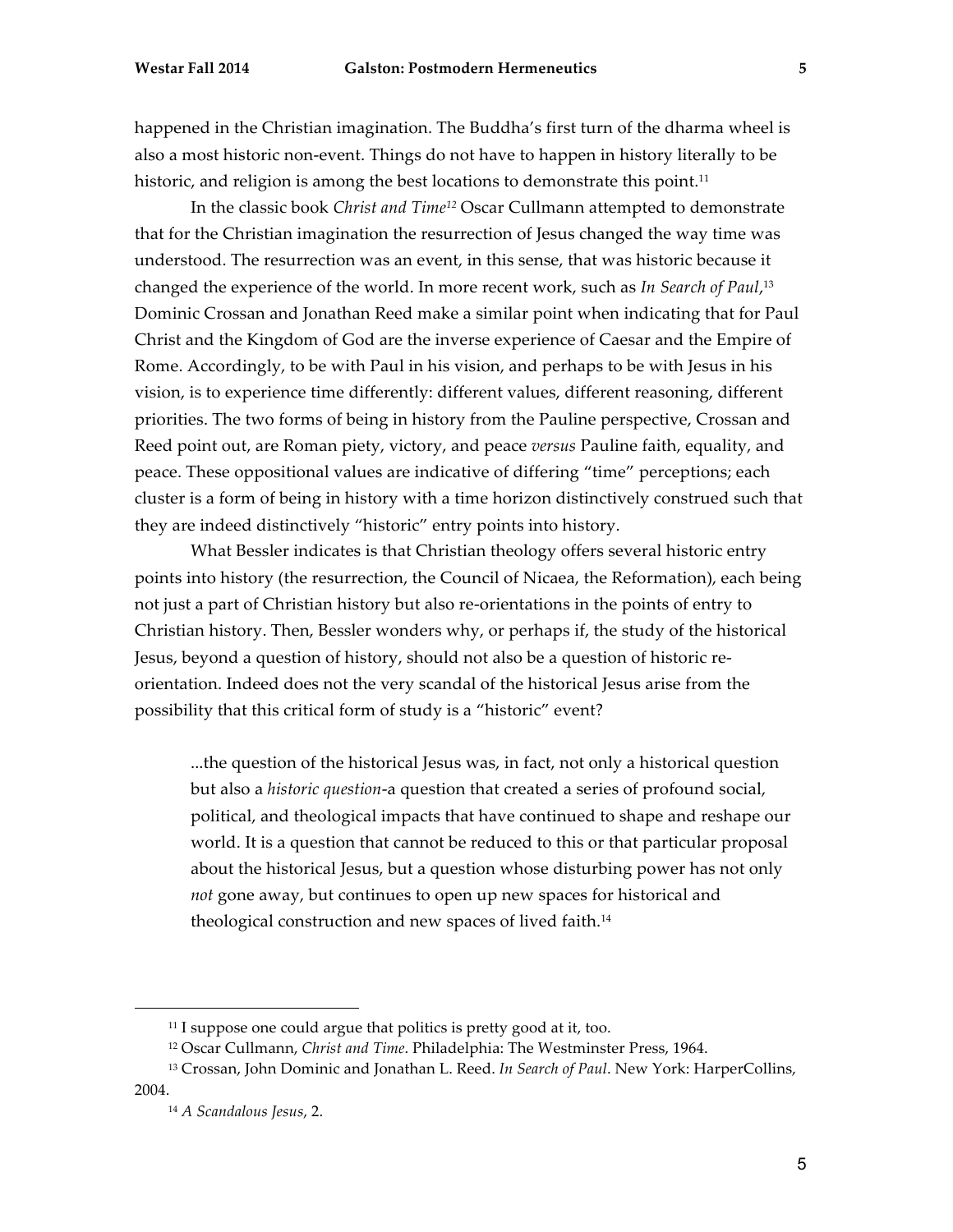happened in the Christian imagination. The Buddha's first turn of the dharma wheel is also a most historic non-event. Things do not have to happen in history literally to be historic, and religion is among the best locations to demonstrate this point.[11]

In the classic book *Christ and Time*[12] Oscar Cullmann attempted to demonstrate that for the Christian imagination the resurrection of Jesus changed the way time was understood. The resurrection was an event, in this sense, that was historic because it changed the experience of the world. In more recent work, such as *In Search of Paul*,[13] Dominic Crossan and Jonathan Reed make a similar point when indicating that for Paul Christ and the Kingdom of God are the inverse experience of Caesar and the Empire of Rome. Accordingly, to be with Paul in his vision, and perhaps to be with Jesus in his vision, is to experience time differently: different values, different reasoning, different priorities. The two forms of being in history from the Pauline perspective, Crossan and Reed point out, are Roman piety, victory, and peace *versus* Pauline faith, equality, and peace. These oppositional values are indicative of differing "time" perceptions; each cluster is a form of being in history with a time horizon distinctively construed such that they are indeed distinctively "historic" entry points into history.

What Bessler indicates is that Christian theology offers several historic entry points into history (the resurrection, the Council of Nicaea, the Reformation), each being not just a part of Christian history but also re-orientations in the points of entry to Christian history. Then, Bessler wonders why, or perhaps if, the study of the historical Jesus, beyond a question of history, should not also be a question of historic re-orientation. Indeed does not the very scandal of the historical Jesus arise from the possibility that this critical form of study is a "historic" event?

> ...the question of the historical Jesus was, in fact, not only a historical question but also a *historic question*-a question that created a series of profound social, political, and theological impacts that have continued to shape and reshape our world. It is a question that cannot be reduced to this or that particular proposal about the historical Jesus, but a question whose disturbing power has not only *not* gone away, but continues to open up new spaces for historical and theological construction and new spaces of lived faith.[14]

---

[11] I suppose one could argue that politics is pretty good at it, too.

[12] Oscar Cullmann, *Christ and Time*. Philadelphia: The Westminster Press, 1964.

[13] Crossan, John Dominic and Jonathan L. Reed. *In Search of Paul*. New York: HarperCollins, 2004.

[14] *A Scandalous Jesus*, 2.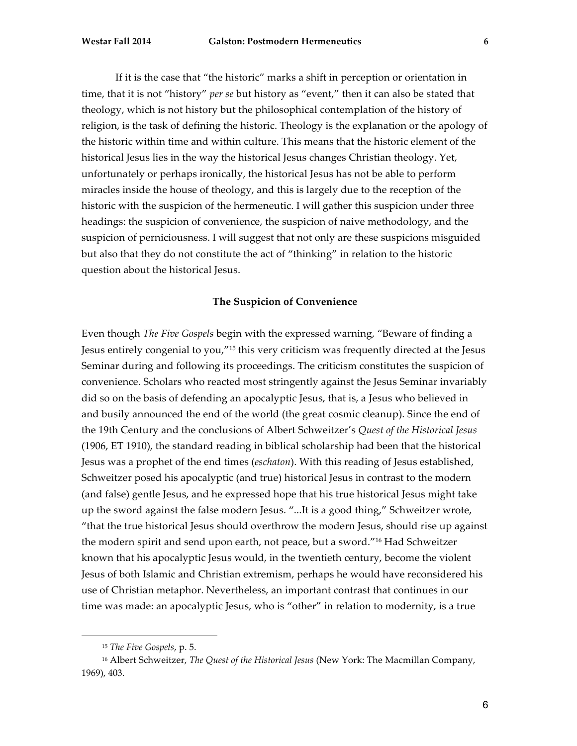If it is the case that "the historic" marks a shift in perception or orientation in time, that it is not "history" *per se* but history as "event," then it can also be stated that theology, which is not history but the philosophical contemplation of the history of religion, is the task of defining the historic. Theology is the explanation or the apology of the historic within time and within culture. This means that the historic element of the historical Jesus lies in the way the historical Jesus changes Christian theology. Yet, unfortunately or perhaps ironically, the historical Jesus has not be able to perform miracles inside the house of theology, and this is largely due to the reception of the historic with the suspicion of the hermeneutic. I will gather this suspicion under three headings: the suspicion of convenience, the suspicion of naive methodology, and the suspicion of perniciousness. I will suggest that not only are these suspicions misguided but also that they do not constitute the act of "thinking" in relation to the historic question about the historical Jesus.

## The Suspicion of Convenience

Even though *The Five Gospels* begin with the expressed warning, "Beware of finding a Jesus entirely congenial to you,"[15] this very criticism was frequently directed at the Jesus Seminar during and following its proceedings. The criticism constitutes the suspicion of convenience. Scholars who reacted most stringently against the Jesus Seminar invariably did so on the basis of defending an apocalyptic Jesus, that is, a Jesus who believed in and busily announced the end of the world (the great cosmic cleanup). Since the end of the 19th Century and the conclusions of Albert Schweitzer's *Quest of the Historical Jesus* (1906, ET 1910), the standard reading in biblical scholarship had been that the historical Jesus was a prophet of the end times (*eschaton*). With this reading of Jesus established, Schweitzer posed his apocalyptic (and true) historical Jesus in contrast to the modern (and false) gentle Jesus, and he expressed hope that his true historical Jesus might take up the sword against the false modern Jesus. "...It is a good thing," Schweitzer wrote, "that the true historical Jesus should overthrow the modern Jesus, should rise up against the modern spirit and send upon earth, not peace, but a sword."[16] Had Schweitzer known that his apocalyptic Jesus would, in the twentieth century, become the violent Jesus of both Islamic and Christian extremism, perhaps he would have reconsidered his use of Christian metaphor. Nevertheless, an important contrast that continues in our time was made: an apocalyptic Jesus, who is "other" in relation to modernity, is a true

---

[15] *The Five Gospels*, p. 5.

[16] Albert Schweitzer, *The Quest of the Historical Jesus* (New York: The Macmillan Company, 1969), 403.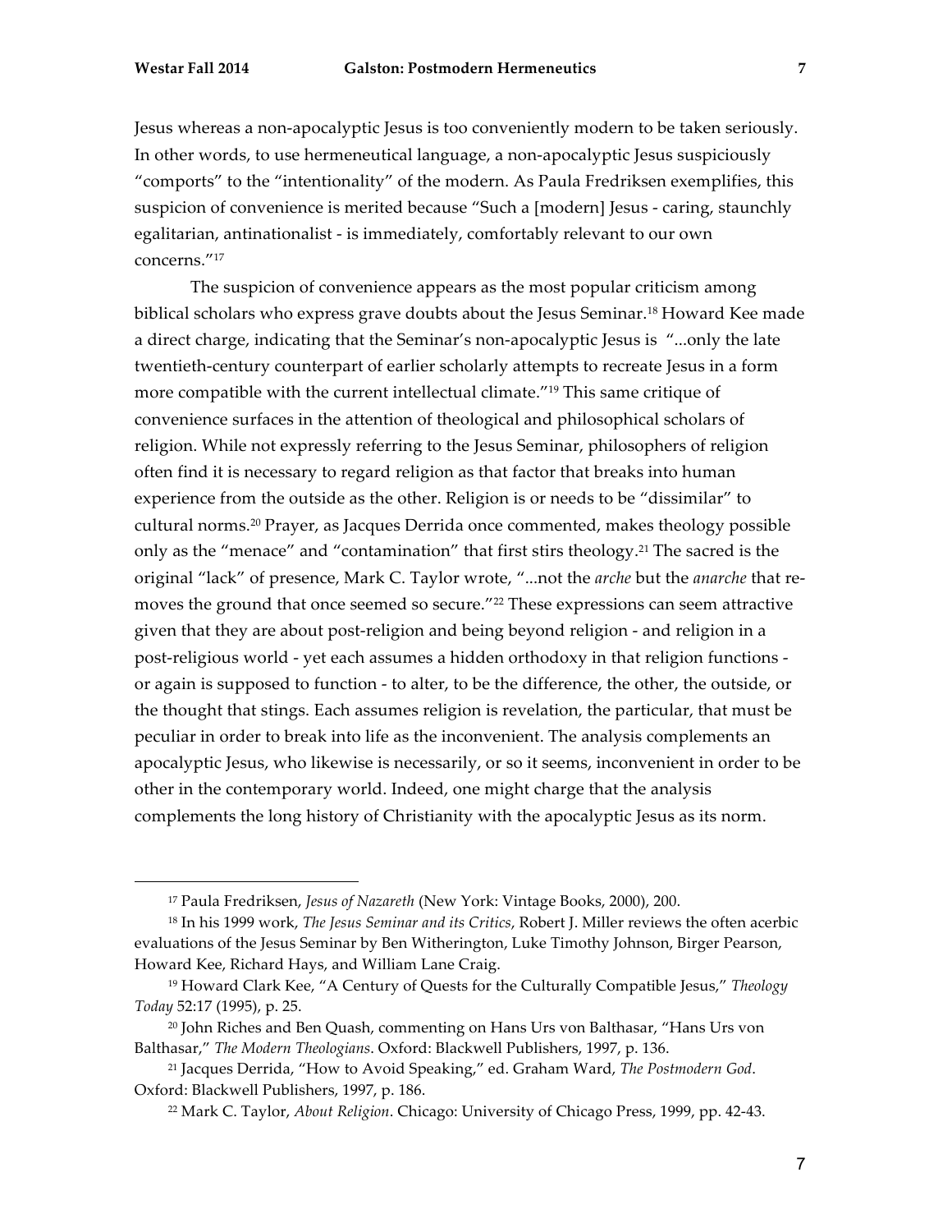Jesus whereas a non-apocalyptic Jesus is too conveniently modern to be taken seriously. In other words, to use hermeneutical language, a non-apocalyptic Jesus suspiciously "comports" to the "intentionality" of the modern. As Paula Fredriksen exemplifies, this suspicion of convenience is merited because "Such a [modern] Jesus - caring, staunchly egalitarian, antinationalist - is immediately, comfortably relevant to our own concerns."[17]

The suspicion of convenience appears as the most popular criticism among biblical scholars who express grave doubts about the Jesus Seminar.[18] Howard Kee made a direct charge, indicating that the Seminar's non-apocalyptic Jesus is "...only the late twentieth-century counterpart of earlier scholarly attempts to recreate Jesus in a form more compatible with the current intellectual climate."[19] This same critique of convenience surfaces in the attention of theological and philosophical scholars of religion. While not expressly referring to the Jesus Seminar, philosophers of religion often find it is necessary to regard religion as that factor that breaks into human experience from the outside as the other. Religion is or needs to be "dissimilar" to cultural norms.[20] Prayer, as Jacques Derrida once commented, makes theology possible only as the "menace" and "contamination" that first stirs theology.[21] The sacred is the original "lack" of presence, Mark C. Taylor wrote, "...not the *arche* but the *anarche* that removes the ground that once seemed so secure."[22] These expressions can seem attractive given that they are about post-religion and being beyond religion - and religion in a post-religious world - yet each assumes a hidden orthodoxy in that religion functions - or again is supposed to function - to alter, to be the difference, the other, the outside, or the thought that stings. Each assumes religion is revelation, the particular, that must be peculiar in order to break into life as the inconvenient. The analysis complements an apocalyptic Jesus, who likewise is necessarily, or so it seems, inconvenient in order to be other in the contemporary world. Indeed, one might charge that the analysis complements the long history of Christianity with the apocalyptic Jesus as its norm.

---

[17] Paula Fredriksen, *Jesus of Nazareth* (New York: Vintage Books, 2000), 200.

[18] In his 1999 work, *The Jesus Seminar and its Critics*, Robert J. Miller reviews the often acerbic evaluations of the Jesus Seminar by Ben Witherington, Luke Timothy Johnson, Birger Pearson, Howard Kee, Richard Hays, and William Lane Craig.

[19] Howard Clark Kee, "A Century of Quests for the Culturally Compatible Jesus," *Theology Today* 52:17 (1995), p. 25.

[20] John Riches and Ben Quash, commenting on Hans Urs von Balthasar, "Hans Urs von Balthasar," *The Modern Theologians*. Oxford: Blackwell Publishers, 1997, p. 136.

[21] Jacques Derrida, "How to Avoid Speaking," ed. Graham Ward, *The Postmodern God*. Oxford: Blackwell Publishers, 1997, p. 186.

[22] Mark C. Taylor, *About Religion*. Chicago: University of Chicago Press, 1999, pp. 42-43.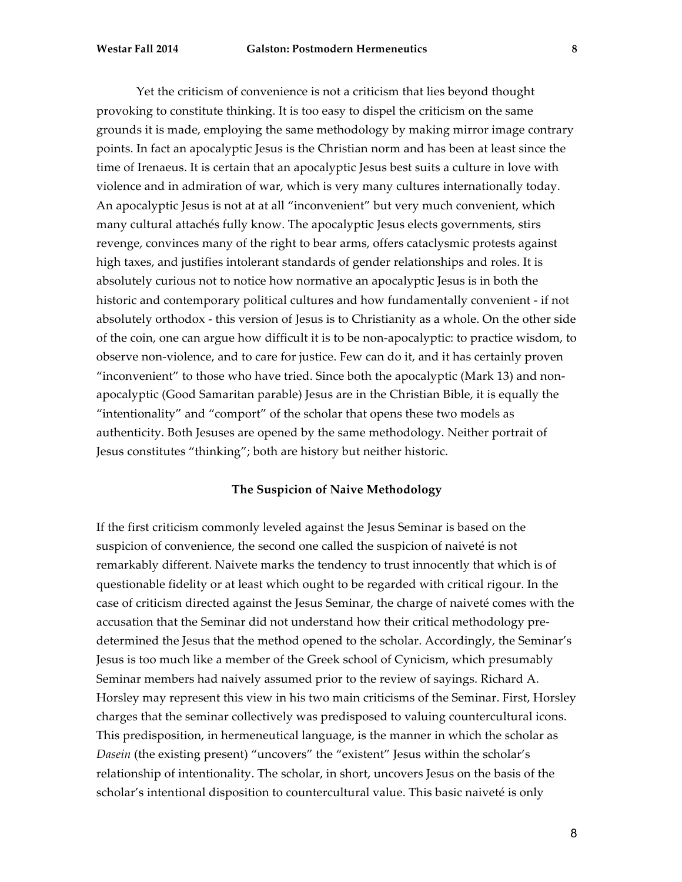Yet the criticism of convenience is not a criticism that lies beyond thought provoking to constitute thinking. It is too easy to dispel the criticism on the same grounds it is made, employing the same methodology by making mirror image contrary points. In fact an apocalyptic Jesus is the Christian norm and has been at least since the time of Irenaeus. It is certain that an apocalyptic Jesus best suits a culture in love with violence and in admiration of war, which is very many cultures internationally today. An apocalyptic Jesus is not at at all "inconvenient" but very much convenient, which many cultural attachés fully know. The apocalyptic Jesus elects governments, stirs revenge, convinces many of the right to bear arms, offers cataclysmic protests against high taxes, and justifies intolerant standards of gender relationships and roles. It is absolutely curious not to notice how normative an apocalyptic Jesus is in both the historic and contemporary political cultures and how fundamentally convenient - if not absolutely orthodox - this version of Jesus is to Christianity as a whole. On the other side of the coin, one can argue how difficult it is to be non-apocalyptic: to practice wisdom, to observe non-violence, and to care for justice. Few can do it, and it has certainly proven "inconvenient" to those who have tried. Since both the apocalyptic (Mark 13) and non-apocalyptic (Good Samaritan parable) Jesus are in the Christian Bible, it is equally the "intentionality" and "comport" of the scholar that opens these two models as authenticity. Both Jesuses are opened by the same methodology. Neither portrait of Jesus constitutes "thinking"; both are history but neither historic.

### The Suspicion of Naive Methodology

If the first criticism commonly leveled against the Jesus Seminar is based on the suspicion of convenience, the second one called the suspicion of naiveté is not remarkably different. Naivete marks the tendency to trust innocently that which is of questionable fidelity or at least which ought to be regarded with critical rigour. In the case of criticism directed against the Jesus Seminar, the charge of naiveté comes with the accusation that the Seminar did not understand how their critical methodology pre-determined the Jesus that the method opened to the scholar. Accordingly, the Seminar's Jesus is too much like a member of the Greek school of Cynicism, which presumably Seminar members had naively assumed prior to the review of sayings. Richard A. Horsley may represent this view in his two main criticisms of the Seminar. First, Horsley charges that the seminar collectively was predisposed to valuing countercultural icons. This predisposition, in hermeneutical language, is the manner in which the scholar as *Dasein* (the existing present) "uncovers" the "existent" Jesus within the scholar's relationship of intentionality. The scholar, in short, uncovers Jesus on the basis of the scholar's intentional disposition to countercultural value. This basic naiveté is only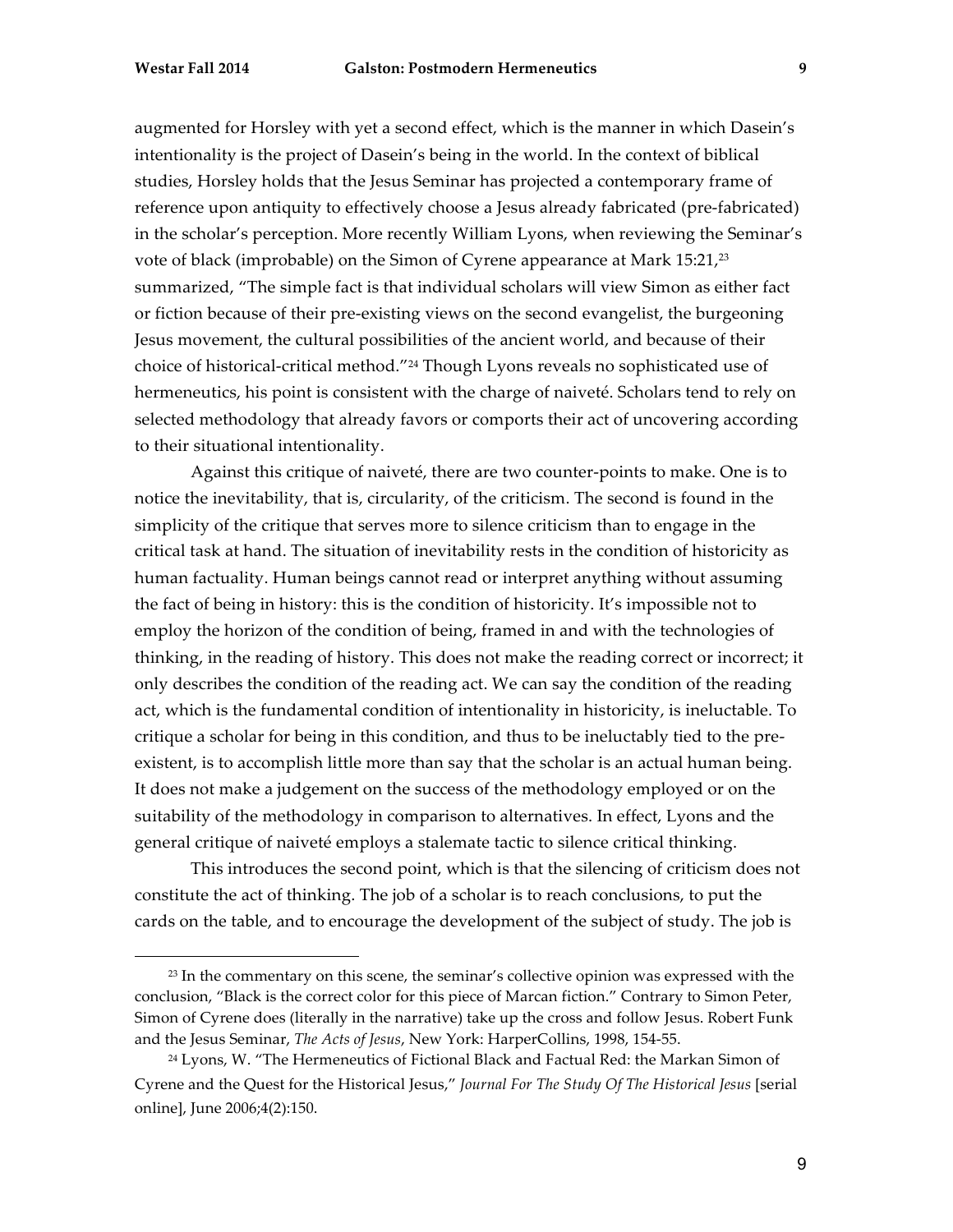augmented for Horsley with yet a second effect, which is the manner in which Dasein's intentionality is the project of Dasein's being in the world. In the context of biblical studies, Horsley holds that the Jesus Seminar has projected a contemporary frame of reference upon antiquity to effectively choose a Jesus already fabricated (pre-fabricated) in the scholar's perception. More recently William Lyons, when reviewing the Seminar's vote of black (improbable) on the Simon of Cyrene appearance at Mark 15:21,[23] summarized, "The simple fact is that individual scholars will view Simon as either fact or fiction because of their pre-existing views on the second evangelist, the burgeoning Jesus movement, the cultural possibilities of the ancient world, and because of their choice of historical-critical method."[24] Though Lyons reveals no sophisticated use of hermeneutics, his point is consistent with the charge of naiveté. Scholars tend to rely on selected methodology that already favors or comports their act of uncovering according to their situational intentionality.

Against this critique of naiveté, there are two counter-points to make. One is to notice the inevitability, that is, circularity, of the criticism. The second is found in the simplicity of the critique that serves more to silence criticism than to engage in the critical task at hand. The situation of inevitability rests in the condition of historicity as human factuality. Human beings cannot read or interpret anything without assuming the fact of being in history: this is the condition of historicity. It's impossible not to employ the horizon of the condition of being, framed in and with the technologies of thinking, in the reading of history. This does not make the reading correct or incorrect; it only describes the condition of the reading act. We can say the condition of the reading act, which is the fundamental condition of intentionality in historicity, is ineluctable. To critique a scholar for being in this condition, and thus to be ineluctably tied to the pre-existent, is to accomplish little more than say that the scholar is an actual human being. It does not make a judgement on the success of the methodology employed or on the suitability of the methodology in comparison to alternatives. In effect, Lyons and the general critique of naiveté employs a stalemate tactic to silence critical thinking.

This introduces the second point, which is that the silencing of criticism does not constitute the act of thinking. The job of a scholar is to reach conclusions, to put the cards on the table, and to encourage the development of the subject of study. The job is

---

[23] In the commentary on this scene, the seminar's collective opinion was expressed with the conclusion, "Black is the correct color for this piece of Marcan fiction." Contrary to Simon Peter, Simon of Cyrene does (literally in the narrative) take up the cross and follow Jesus. Robert Funk and the Jesus Seminar, *The Acts of Jesus*, New York: HarperCollins, 1998, 154-55.

[24] Lyons, W. "The Hermeneutics of Fictional Black and Factual Red: the Markan Simon of Cyrene and the Quest for the Historical Jesus," *Journal For The Study Of The Historical Jesus* [serial online], June 2006;4(2):150.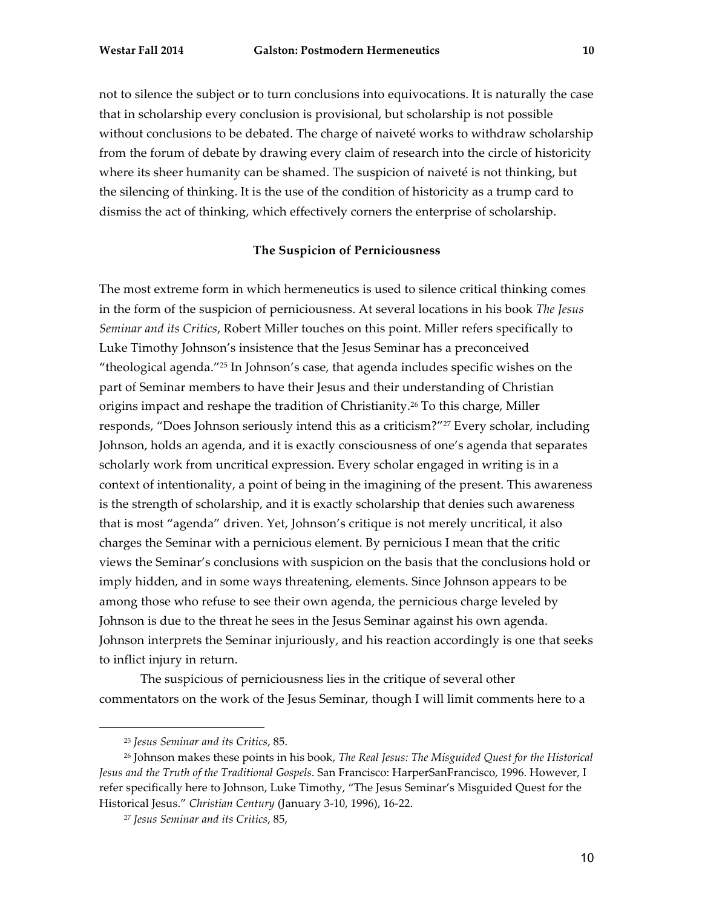not to silence the subject or to turn conclusions into equivocations. It is naturally the case that in scholarship every conclusion is provisional, but scholarship is not possible without conclusions to be debated. The charge of naiveté works to withdraw scholarship from the forum of debate by drawing every claim of research into the circle of historicity where its sheer humanity can be shamed. The suspicion of naiveté is not thinking, but the silencing of thinking. It is the use of the condition of historicity as a trump card to dismiss the act of thinking, which effectively corners the enterprise of scholarship.

### The Suspicion of Perniciousness

The most extreme form in which hermeneutics is used to silence critical thinking comes in the form of the suspicion of perniciousness. At several locations in his book *The Jesus Seminar and its Critics*, Robert Miller touches on this point. Miller refers specifically to Luke Timothy Johnson's insistence that the Jesus Seminar has a preconceived "theological agenda."[25] In Johnson's case, that agenda includes specific wishes on the part of Seminar members to have their Jesus and their understanding of Christian origins impact and reshape the tradition of Christianity.[26] To this charge, Miller responds, "Does Johnson seriously intend this as a criticism?"[27] Every scholar, including Johnson, holds an agenda, and it is exactly consciousness of one's agenda that separates scholarly work from uncritical expression. Every scholar engaged in writing is in a context of intentionality, a point of being in the imagining of the present. This awareness is the strength of scholarship, and it is exactly scholarship that denies such awareness that is most "agenda" driven. Yet, Johnson's critique is not merely uncritical, it also charges the Seminar with a pernicious element. By pernicious I mean that the critic views the Seminar's conclusions with suspicion on the basis that the conclusions hold or imply hidden, and in some ways threatening, elements. Since Johnson appears to be among those who refuse to see their own agenda, the pernicious charge leveled by Johnson is due to the threat he sees in the Jesus Seminar against his own agenda. Johnson interprets the Seminar injuriously, and his reaction accordingly is one that seeks to inflict injury in return.

The suspicious of perniciousness lies in the critique of several other commentators on the work of the Jesus Seminar, though I will limit comments here to a

---

[25] *Jesus Seminar and its Critics*, 85.

[26] Johnson makes these points in his book, *The Real Jesus: The Misguided Quest for the Historical Jesus and the Truth of the Traditional Gospels*. San Francisco: HarperSanFrancisco, 1996. However, I refer specifically here to Johnson, Luke Timothy, "The Jesus Seminar's Misguided Quest for the Historical Jesus." *Christian Century* (January 3-10, 1996), 16-22.

[27] *Jesus Seminar and its Critics*, 85,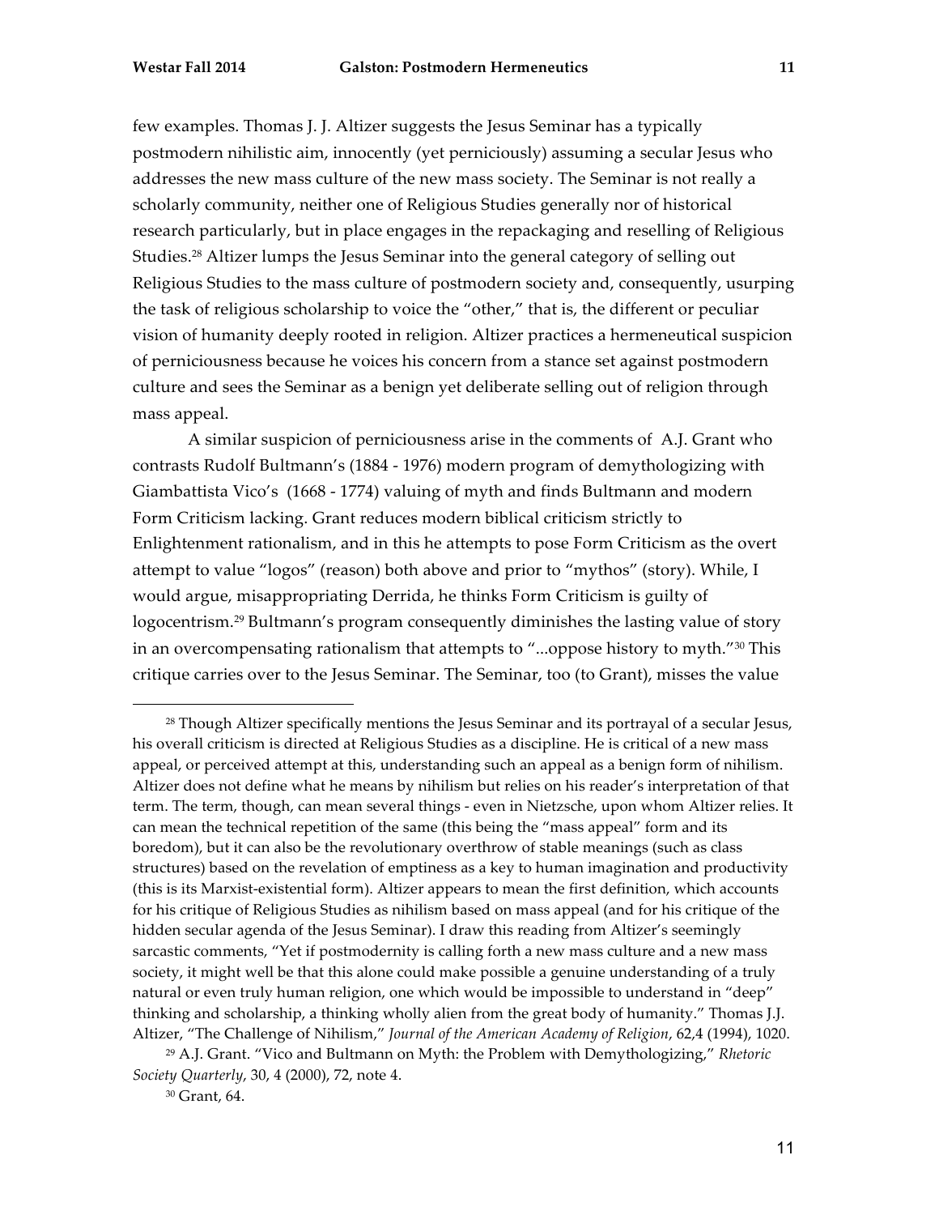few examples. Thomas J. J. Altizer suggests the Jesus Seminar has a typically postmodern nihilistic aim, innocently (yet perniciously) assuming a secular Jesus who addresses the new mass culture of the new mass society. The Seminar is not really a scholarly community, neither one of Religious Studies generally nor of historical research particularly, but in place engages in the repackaging and reselling of Religious Studies.[28] Altizer lumps the Jesus Seminar into the general category of selling out Religious Studies to the mass culture of postmodern society and, consequently, usurping the task of religious scholarship to voice the "other," that is, the different or peculiar vision of humanity deeply rooted in religion. Altizer practices a hermeneutical suspicion of perniciousness because he voices his concern from a stance set against postmodern culture and sees the Seminar as a benign yet deliberate selling out of religion through mass appeal.

A similar suspicion of perniciousness arise in the comments of A.J. Grant who contrasts Rudolf Bultmann's (1884 - 1976) modern program of demythologizing with Giambattista Vico's (1668 - 1774) valuing of myth and finds Bultmann and modern Form Criticism lacking. Grant reduces modern biblical criticism strictly to Enlightenment rationalism, and in this he attempts to pose Form Criticism as the overt attempt to value "logos" (reason) both above and prior to "mythos" (story). While, I would argue, misappropriating Derrida, he thinks Form Criticism is guilty of logocentrism.[29] Bultmann's program consequently diminishes the lasting value of story in an overcompensating rationalism that attempts to "...oppose history to myth."[30] This critique carries over to the Jesus Seminar. The Seminar, too (to Grant), misses the value

---

[28] Though Altizer specifically mentions the Jesus Seminar and its portrayal of a secular Jesus, his overall criticism is directed at Religious Studies as a discipline. He is critical of a new mass appeal, or perceived attempt at this, understanding such an appeal as a benign form of nihilism. Altizer does not define what he means by nihilism but relies on his reader's interpretation of that term. The term, though, can mean several things - even in Nietzsche, upon whom Altizer relies. It can mean the technical repetition of the same (this being the "mass appeal" form and its boredom), but it can also be the revolutionary overthrow of stable meanings (such as class structures) based on the revelation of emptiness as a key to human imagination and productivity (this is its Marxist-existential form). Altizer appears to mean the first definition, which accounts for his critique of Religious Studies as nihilism based on mass appeal (and for his critique of the hidden secular agenda of the Jesus Seminar). I draw this reading from Altizer's seemingly sarcastic comments, "Yet if postmodernity is calling forth a new mass culture and a new mass society, it might well be that this alone could make possible a genuine understanding of a truly natural or even truly human religion, one which would be impossible to understand in "deep" thinking and scholarship, a thinking wholly alien from the great body of humanity." Thomas J.J. Altizer, "The Challenge of Nihilism," *Journal of the American Academy of Religion*, 62,4 (1994), 1020.

[29] A.J. Grant. "Vico and Bultmann on Myth: the Problem with Demythologizing," *Rhetoric Society Quarterly*, 30, 4 (2000), 72, note 4.

[30] Grant, 64.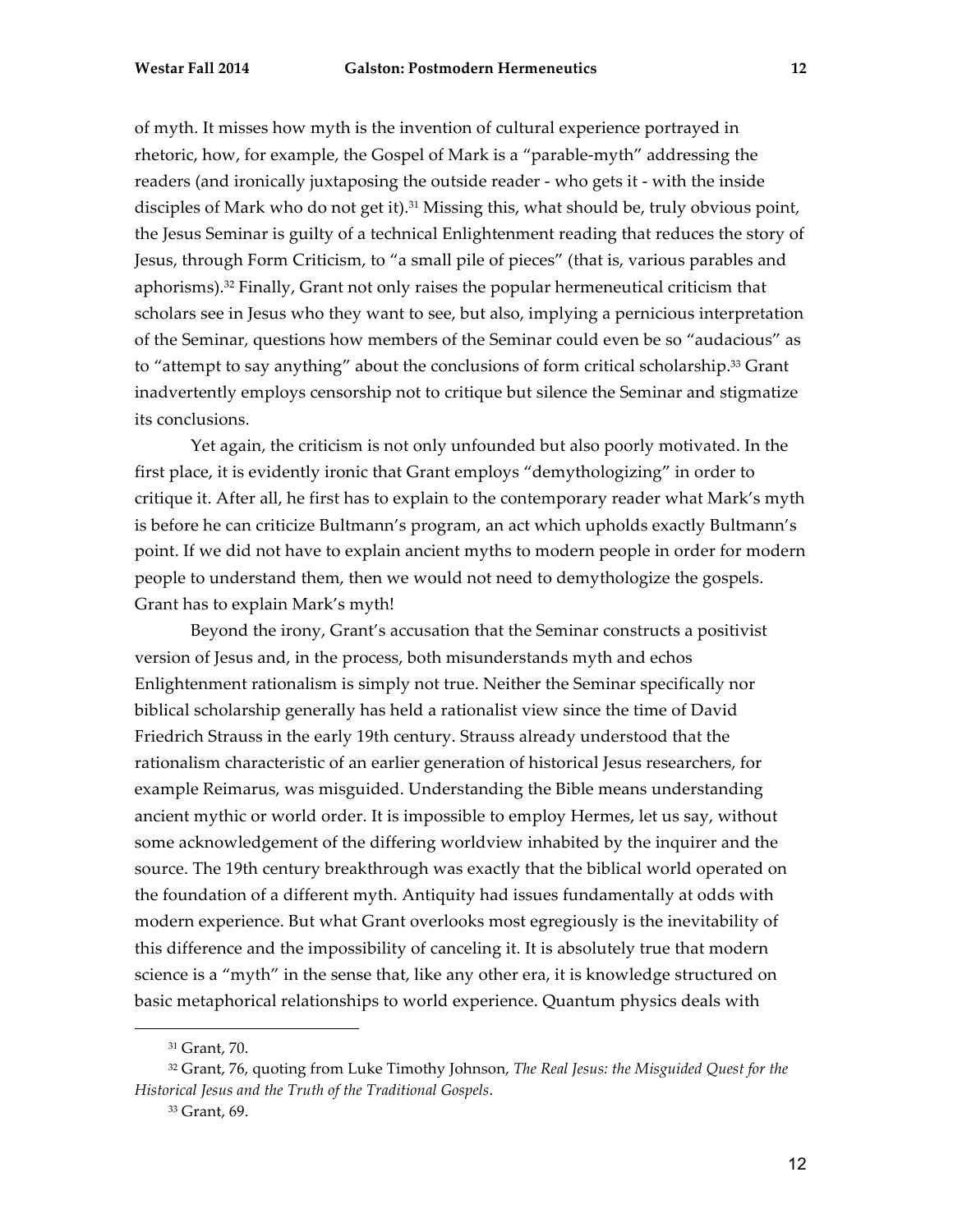of myth. It misses how myth is the invention of cultural experience portrayed in rhetoric, how, for example, the Gospel of Mark is a "parable-myth" addressing the readers (and ironically juxtaposing the outside reader - who gets it - with the inside disciples of Mark who do not get it).[31] Missing this, what should be, truly obvious point, the Jesus Seminar is guilty of a technical Enlightenment reading that reduces the story of Jesus, through Form Criticism, to "a small pile of pieces" (that is, various parables and aphorisms).[32] Finally, Grant not only raises the popular hermeneutical criticism that scholars see in Jesus who they want to see, but also, implying a pernicious interpretation of the Seminar, questions how members of the Seminar could even be so "audacious" as to "attempt to say anything" about the conclusions of form critical scholarship.[33] Grant inadvertently employs censorship not to critique but silence the Seminar and stigmatize its conclusions.

Yet again, the criticism is not only unfounded but also poorly motivated. In the first place, it is evidently ironic that Grant employs "demythologizing" in order to critique it. After all, he first has to explain to the contemporary reader what Mark's myth is before he can criticize Bultmann's program, an act which upholds exactly Bultmann's point. If we did not have to explain ancient myths to modern people in order for modern people to understand them, then we would not need to demythologize the gospels. Grant has to explain Mark's myth!

Beyond the irony, Grant's accusation that the Seminar constructs a positivist version of Jesus and, in the process, both misunderstands myth and echos Enlightenment rationalism is simply not true. Neither the Seminar specifically nor biblical scholarship generally has held a rationalist view since the time of David Friedrich Strauss in the early 19th century. Strauss already understood that the rationalism characteristic of an earlier generation of historical Jesus researchers, for example Reimarus, was misguided. Understanding the Bible means understanding ancient mythic or world order. It is impossible to employ Hermes, let us say, without some acknowledgement of the differing worldview inhabited by the inquirer and the source. The 19th century breakthrough was exactly that the biblical world operated on the foundation of a different myth. Antiquity had issues fundamentally at odds with modern experience. But what Grant overlooks most egregiously is the inevitability of this difference and the impossibility of canceling it. It is absolutely true that modern science is a "myth" in the sense that, like any other era, it is knowledge structured on basic metaphorical relationships to world experience. Quantum physics deals with

---

[31] Grant, 70.

[32] Grant, 76, quoting from Luke Timothy Johnson, *The Real Jesus: the Misguided Quest for the Historical Jesus and the Truth of the Traditional Gospels*.

[33] Grant, 69.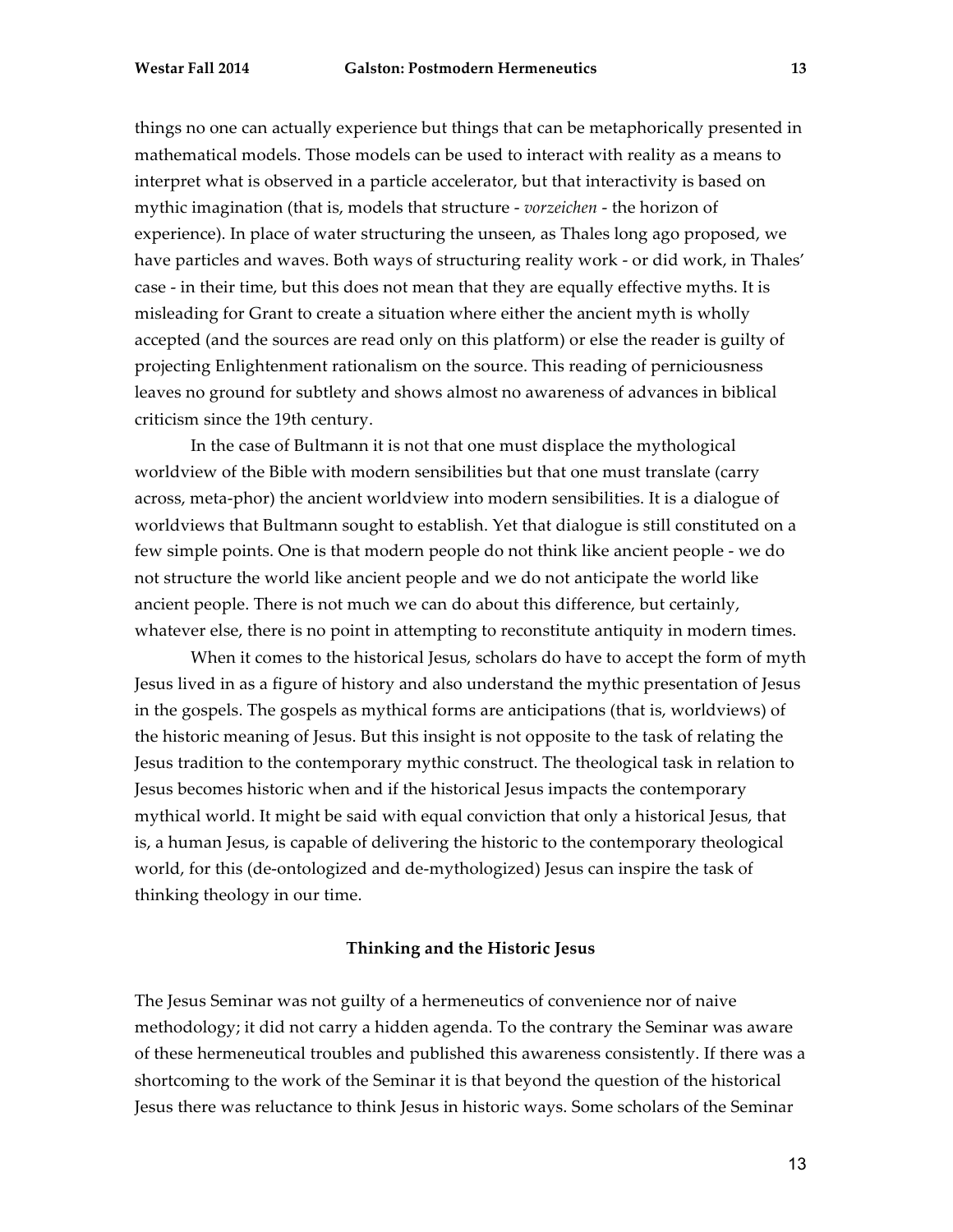things no one can actually experience but things that can be metaphorically presented in mathematical models. Those models can be used to interact with reality as a means to interpret what is observed in a particle accelerator, but that interactivity is based on mythic imagination (that is, models that structure - *vorzeichen* - the horizon of experience). In place of water structuring the unseen, as Thales long ago proposed, we have particles and waves. Both ways of structuring reality work - or did work, in Thales' case - in their time, but this does not mean that they are equally effective myths. It is misleading for Grant to create a situation where either the ancient myth is wholly accepted (and the sources are read only on this platform) or else the reader is guilty of projecting Enlightenment rationalism on the source. This reading of perniciousness leaves no ground for subtlety and shows almost no awareness of advances in biblical criticism since the 19th century.

In the case of Bultmann it is not that one must displace the mythological worldview of the Bible with modern sensibilities but that one must translate (carry across, meta-phor) the ancient worldview into modern sensibilities. It is a dialogue of worldviews that Bultmann sought to establish. Yet that dialogue is still constituted on a few simple points. One is that modern people do not think like ancient people - we do not structure the world like ancient people and we do not anticipate the world like ancient people. There is not much we can do about this difference, but certainly, whatever else, there is no point in attempting to reconstitute antiquity in modern times.

When it comes to the historical Jesus, scholars do have to accept the form of myth Jesus lived in as a figure of history and also understand the mythic presentation of Jesus in the gospels. The gospels as mythical forms are anticipations (that is, worldviews) of the historic meaning of Jesus. But this insight is not opposite to the task of relating the Jesus tradition to the contemporary mythic construct. The theological task in relation to Jesus becomes historic when and if the historical Jesus impacts the contemporary mythical world. It might be said with equal conviction that only a historical Jesus, that is, a human Jesus, is capable of delivering the historic to the contemporary theological world, for this (de-ontologized and de-mythologized) Jesus can inspire the task of thinking theology in our time.

### Thinking and the Historic Jesus

The Jesus Seminar was not guilty of a hermeneutics of convenience nor of naive methodology; it did not carry a hidden agenda. To the contrary the Seminar was aware of these hermeneutical troubles and published this awareness consistently. If there was a shortcoming to the work of the Seminar it is that beyond the question of the historical Jesus there was reluctance to think Jesus in historic ways. Some scholars of the Seminar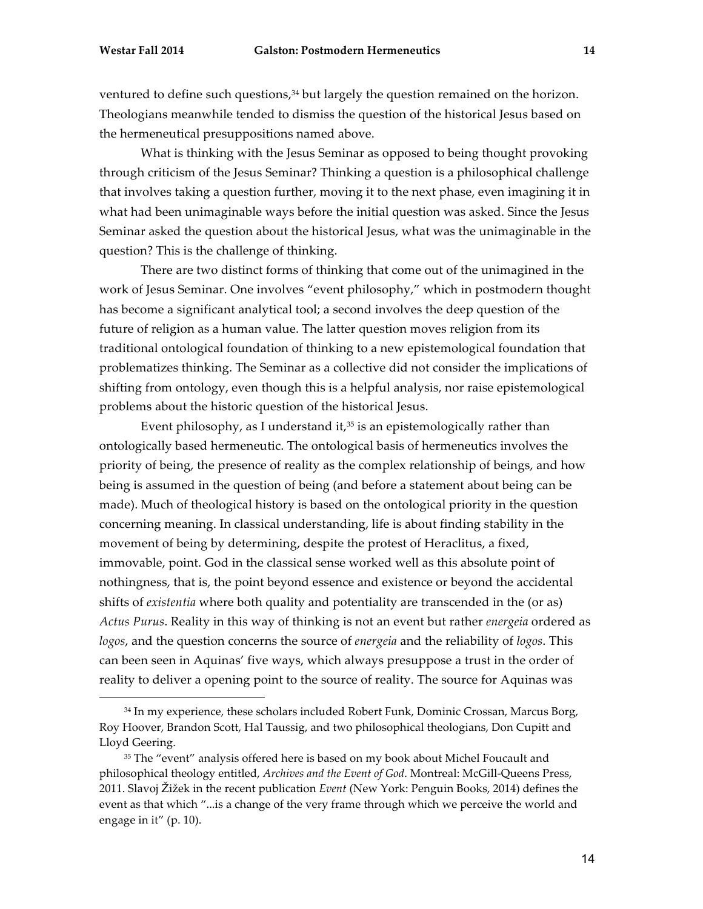ventured to define such questions,[34] but largely the question remained on the horizon. Theologians meanwhile tended to dismiss the question of the historical Jesus based on the hermeneutical presuppositions named above.

What is thinking with the Jesus Seminar as opposed to being thought provoking through criticism of the Jesus Seminar? Thinking a question is a philosophical challenge that involves taking a question further, moving it to the next phase, even imagining it in what had been unimaginable ways before the initial question was asked. Since the Jesus Seminar asked the question about the historical Jesus, what was the unimaginable in the question? This is the challenge of thinking.

There are two distinct forms of thinking that come out of the unimagined in the work of Jesus Seminar. One involves "event philosophy," which in postmodern thought has become a significant analytical tool; a second involves the deep question of the future of religion as a human value. The latter question moves religion from its traditional ontological foundation of thinking to a new epistemological foundation that problematizes thinking. The Seminar as a collective did not consider the implications of shifting from ontology, even though this is a helpful analysis, nor raise epistemological problems about the historic question of the historical Jesus.

Event philosophy, as I understand it,[35] is an epistemologically rather than ontologically based hermeneutic. The ontological basis of hermeneutics involves the priority of being, the presence of reality as the complex relationship of beings, and how being is assumed in the question of being (and before a statement about being can be made). Much of theological history is based on the ontological priority in the question concerning meaning. In classical understanding, life is about finding stability in the movement of being by determining, despite the protest of Heraclitus, a fixed, immovable, point. God in the classical sense worked well as this absolute point of nothingness, that is, the point beyond essence and existence or beyond the accidental shifts of *existentia* where both quality and potentiality are transcended in the (or as) *Actus Purus*. Reality in this way of thinking is not an event but rather *energeia* ordered as *logos*, and the question concerns the source of *energeia* and the reliability of *logos*. This can been seen in Aquinas' five ways, which always presuppose a trust in the order of reality to deliver a opening point to the source of reality. The source for Aquinas was

---

[34] In my experience, these scholars included Robert Funk, Dominic Crossan, Marcus Borg, Roy Hoover, Brandon Scott, Hal Taussig, and two philosophical theologians, Don Cupitt and Lloyd Geering.

[35] The "event" analysis offered here is based on my book about Michel Foucault and philosophical theology entitled, *Archives and the Event of God*. Montreal: McGill-Queens Press, 2011. Slavoj Žižek in the recent publication *Event* (New York: Penguin Books, 2014) defines the event as that which "...is a change of the very frame through which we perceive the world and engage in it" (p. 10).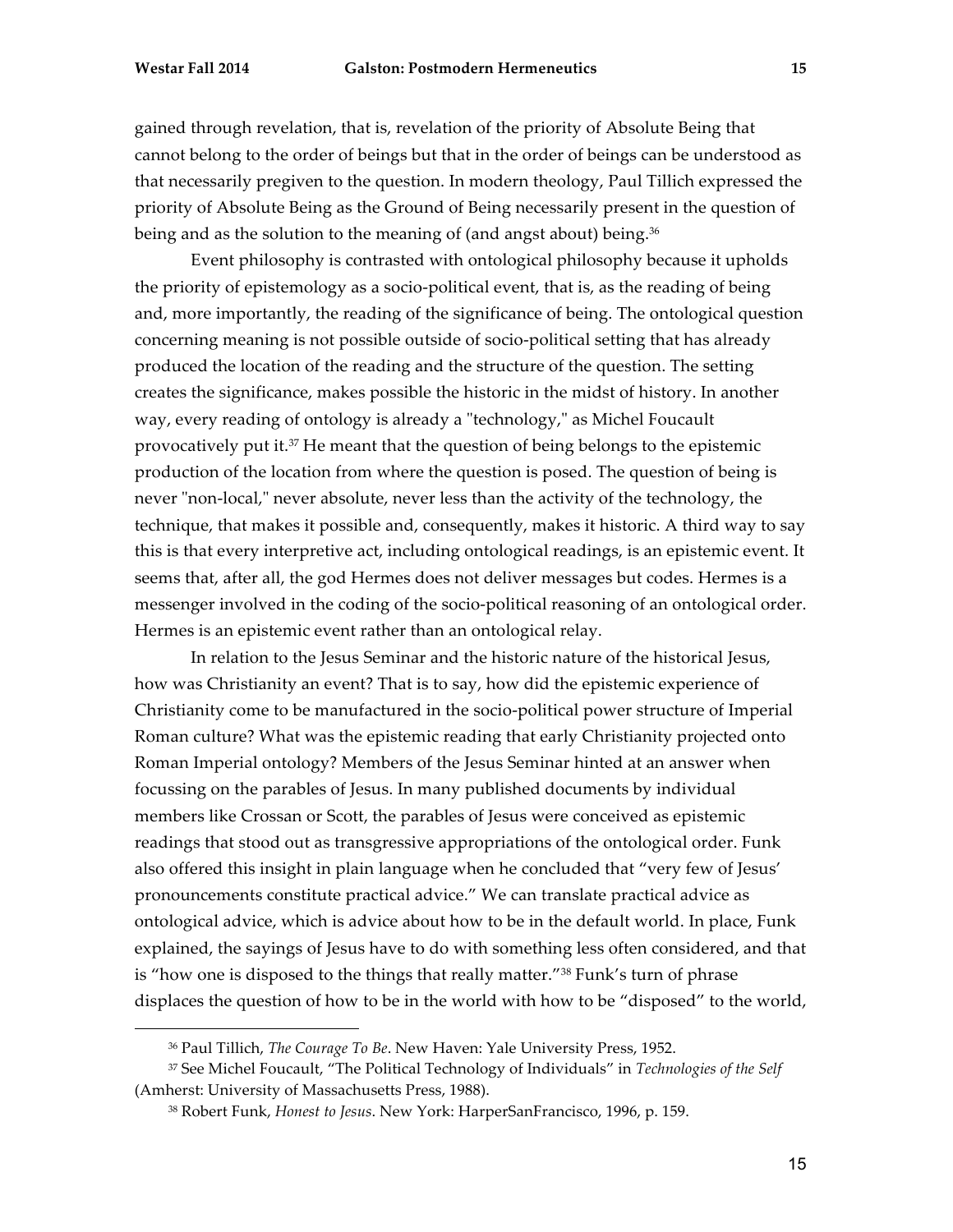gained through revelation, that is, revelation of the priority of Absolute Being that cannot belong to the order of beings but that in the order of beings can be understood as that necessarily pregiven to the question. In modern theology, Paul Tillich expressed the priority of Absolute Being as the Ground of Being necessarily present in the question of being and as the solution to the meaning of (and angst about) being.[36]

Event philosophy is contrasted with ontological philosophy because it upholds the priority of epistemology as a socio-political event, that is, as the reading of being and, more importantly, the reading of the significance of being. The ontological question concerning meaning is not possible outside of socio-political setting that has already produced the location of the reading and the structure of the question. The setting creates the significance, makes possible the historic in the midst of history. In another way, every reading of ontology is already a "technology," as Michel Foucault provocatively put it.[37] He meant that the question of being belongs to the epistemic production of the location from where the question is posed. The question of being is never "non-local," never absolute, never less than the activity of the technology, the technique, that makes it possible and, consequently, makes it historic. A third way to say this is that every interpretive act, including ontological readings, is an epistemic event. It seems that, after all, the god Hermes does not deliver messages but codes. Hermes is a messenger involved in the coding of the socio-political reasoning of an ontological order. Hermes is an epistemic event rather than an ontological relay.

In relation to the Jesus Seminar and the historic nature of the historical Jesus, how was Christianity an event? That is to say, how did the epistemic experience of Christianity come to be manufactured in the socio-political power structure of Imperial Roman culture? What was the epistemic reading that early Christianity projected onto Roman Imperial ontology? Members of the Jesus Seminar hinted at an answer when focussing on the parables of Jesus. In many published documents by individual members like Crossan or Scott, the parables of Jesus were conceived as epistemic readings that stood out as transgressive appropriations of the ontological order. Funk also offered this insight in plain language when he concluded that "very few of Jesus' pronouncements constitute practical advice." We can translate practical advice as ontological advice, which is advice about how to be in the default world. In place, Funk explained, the sayings of Jesus have to do with something less often considered, and that is "how one is disposed to the things that really matter."[38] Funk's turn of phrase displaces the question of how to be in the world with how to be "disposed" to the world,

---

[36] Paul Tillich, *The Courage To Be*. New Haven: Yale University Press, 1952.

[37] See Michel Foucault, "The Political Technology of Individuals" in *Technologies of the Self* (Amherst: University of Massachusetts Press, 1988).

[38] Robert Funk, *Honest to Jesus*. New York: HarperSanFrancisco, 1996, p. 159.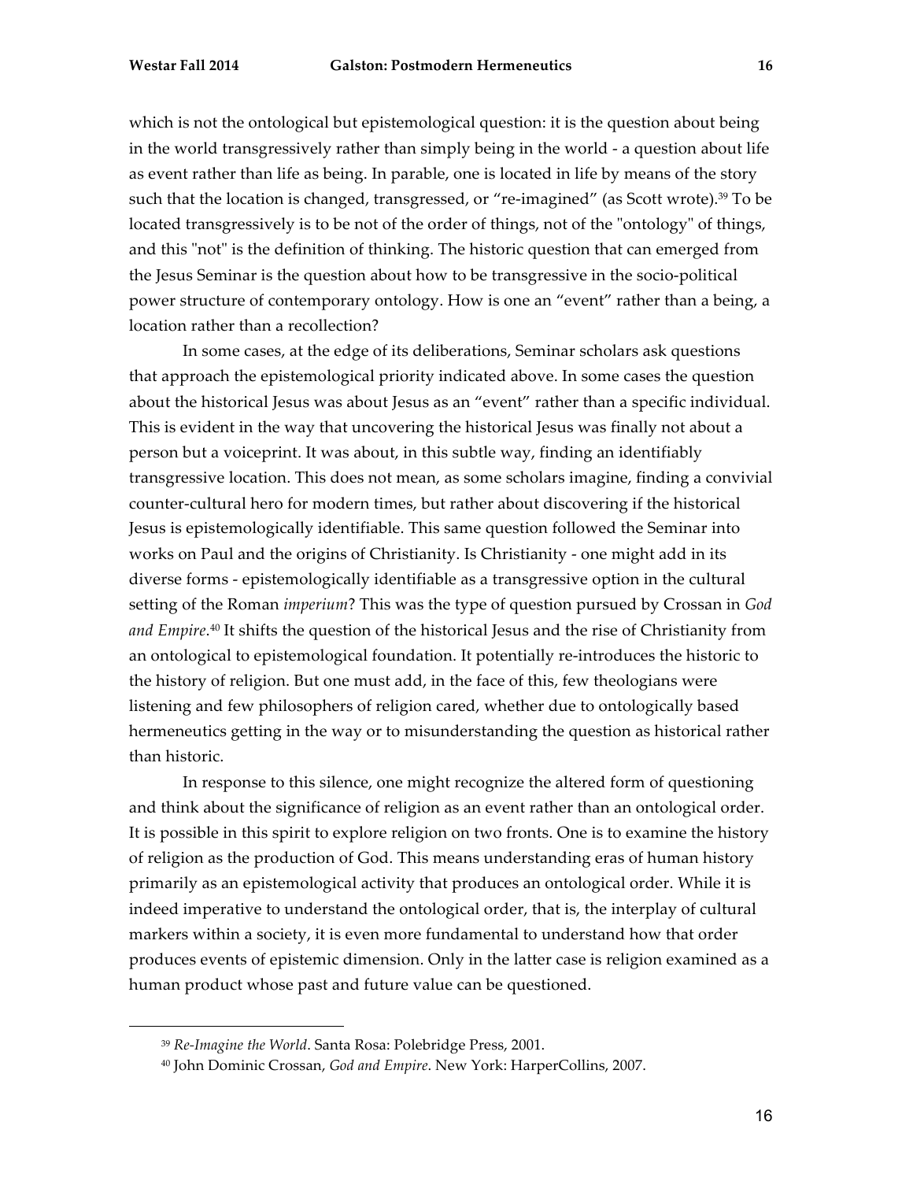which is not the ontological but epistemological question: it is the question about being in the world transgressively rather than simply being in the world - a question about life as event rather than life as being. In parable, one is located in life by means of the story such that the location is changed, transgressed, or "re-imagined" (as Scott wrote).[39] To be located transgressively is to be not of the order of things, not of the "ontology" of things, and this "not" is the definition of thinking. The historic question that can emerged from the Jesus Seminar is the question about how to be transgressive in the socio-political power structure of contemporary ontology. How is one an "event" rather than a being, a location rather than a recollection?

In some cases, at the edge of its deliberations, Seminar scholars ask questions that approach the epistemological priority indicated above. In some cases the question about the historical Jesus was about Jesus as an "event" rather than a specific individual. This is evident in the way that uncovering the historical Jesus was finally not about a person but a voiceprint. It was about, in this subtle way, finding an identifiably transgressive location. This does not mean, as some scholars imagine, finding a convivial counter-cultural hero for modern times, but rather about discovering if the historical Jesus is epistemologically identifiable. This same question followed the Seminar into works on Paul and the origins of Christianity. Is Christianity - one might add in its diverse forms - epistemologically identifiable as a transgressive option in the cultural setting of the Roman *imperium*? This was the type of question pursued by Crossan in *God and Empire*.[40] It shifts the question of the historical Jesus and the rise of Christianity from an ontological to epistemological foundation. It potentially re-introduces the historic to the history of religion. But one must add, in the face of this, few theologians were listening and few philosophers of religion cared, whether due to ontologically based hermeneutics getting in the way or to misunderstanding the question as historical rather than historic.

In response to this silence, one might recognize the altered form of questioning and think about the significance of religion as an event rather than an ontological order. It is possible in this spirit to explore religion on two fronts. One is to examine the history of religion as the production of God. This means understanding eras of human history primarily as an epistemological activity that produces an ontological order. While it is indeed imperative to understand the ontological order, that is, the interplay of cultural markers within a society, it is even more fundamental to understand how that order produces events of epistemic dimension. Only in the latter case is religion examined as a human product whose past and future value can be questioned.

---

[39] *Re-Imagine the World*. Santa Rosa: Polebridge Press, 2001.

[40] John Dominic Crossan, *God and Empire*. New York: HarperCollins, 2007.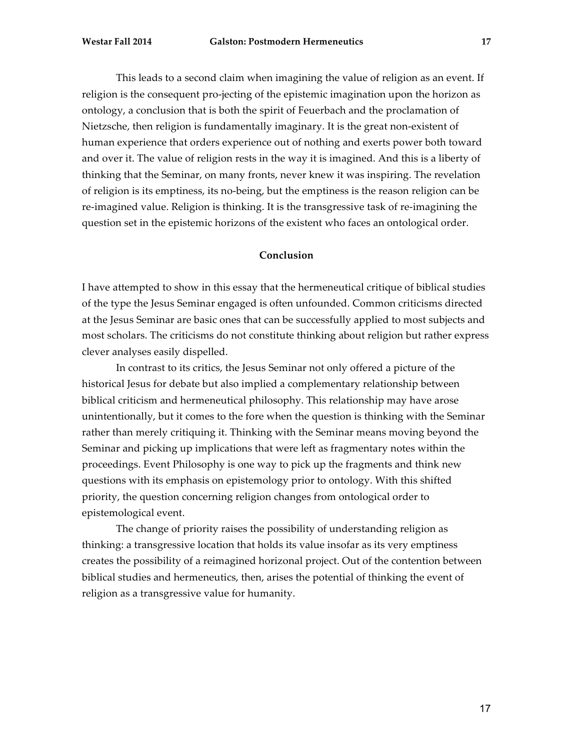This leads to a second claim when imagining the value of religion as an event. If religion is the consequent pro-jecting of the epistemic imagination upon the horizon as ontology, a conclusion that is both the spirit of Feuerbach and the proclamation of Nietzsche, then religion is fundamentally imaginary. It is the great non-existent of human experience that orders experience out of nothing and exerts power both toward and over it. The value of religion rests in the way it is imagined. And this is a liberty of thinking that the Seminar, on many fronts, never knew it was inspiring. The revelation of religion is its emptiness, its no-being, but the emptiness is the reason religion can be re-imagined value. Religion is thinking. It is the transgressive task of re-imagining the question set in the epistemic horizons of the existent who faces an ontological order.

## Conclusion

I have attempted to show in this essay that the hermeneutical critique of biblical studies of the type the Jesus Seminar engaged is often unfounded. Common criticisms directed at the Jesus Seminar are basic ones that can be successfully applied to most subjects and most scholars. The criticisms do not constitute thinking about religion but rather express clever analyses easily dispelled.

In contrast to its critics, the Jesus Seminar not only offered a picture of the historical Jesus for debate but also implied a complementary relationship between biblical criticism and hermeneutical philosophy. This relationship may have arose unintentionally, but it comes to the fore when the question is thinking with the Seminar rather than merely critiquing it. Thinking with the Seminar means moving beyond the Seminar and picking up implications that were left as fragmentary notes within the proceedings. Event Philosophy is one way to pick up the fragments and think new questions with its emphasis on epistemology prior to ontology. With this shifted priority, the question concerning religion changes from ontological order to epistemological event.

The change of priority raises the possibility of understanding religion as thinking: a transgressive location that holds its value insofar as its very emptiness creates the possibility of a reimagined horizonal project. Out of the contention between biblical studies and hermeneutics, then, arises the potential of thinking the event of religion as a transgressive value for humanity.